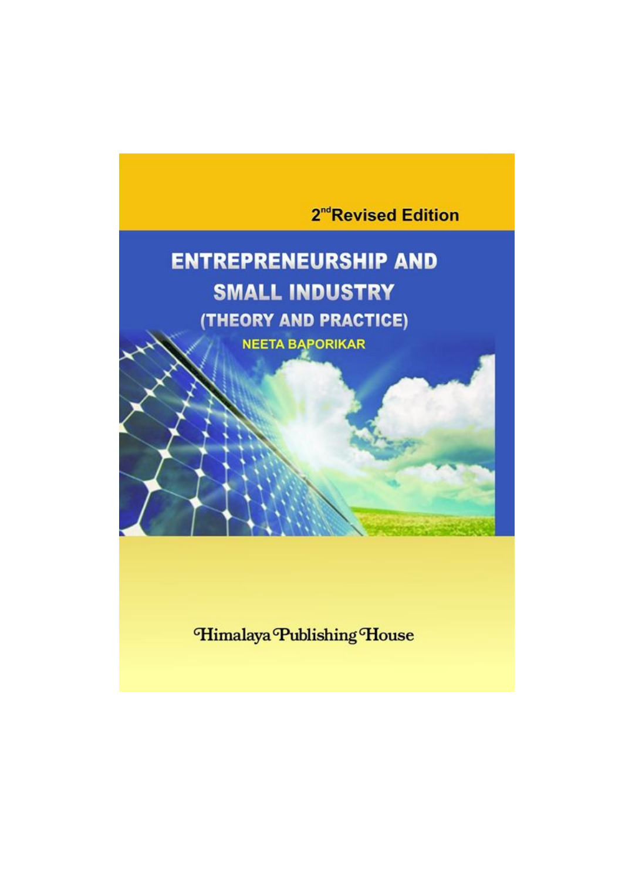2nd Revised Edition

# ENTREPRENEURSHIP AND SMALL INDUSTRY

## (THEORY AND PRACTICE)

**NEETA BAPORIKAR**

Himalaya Publishing House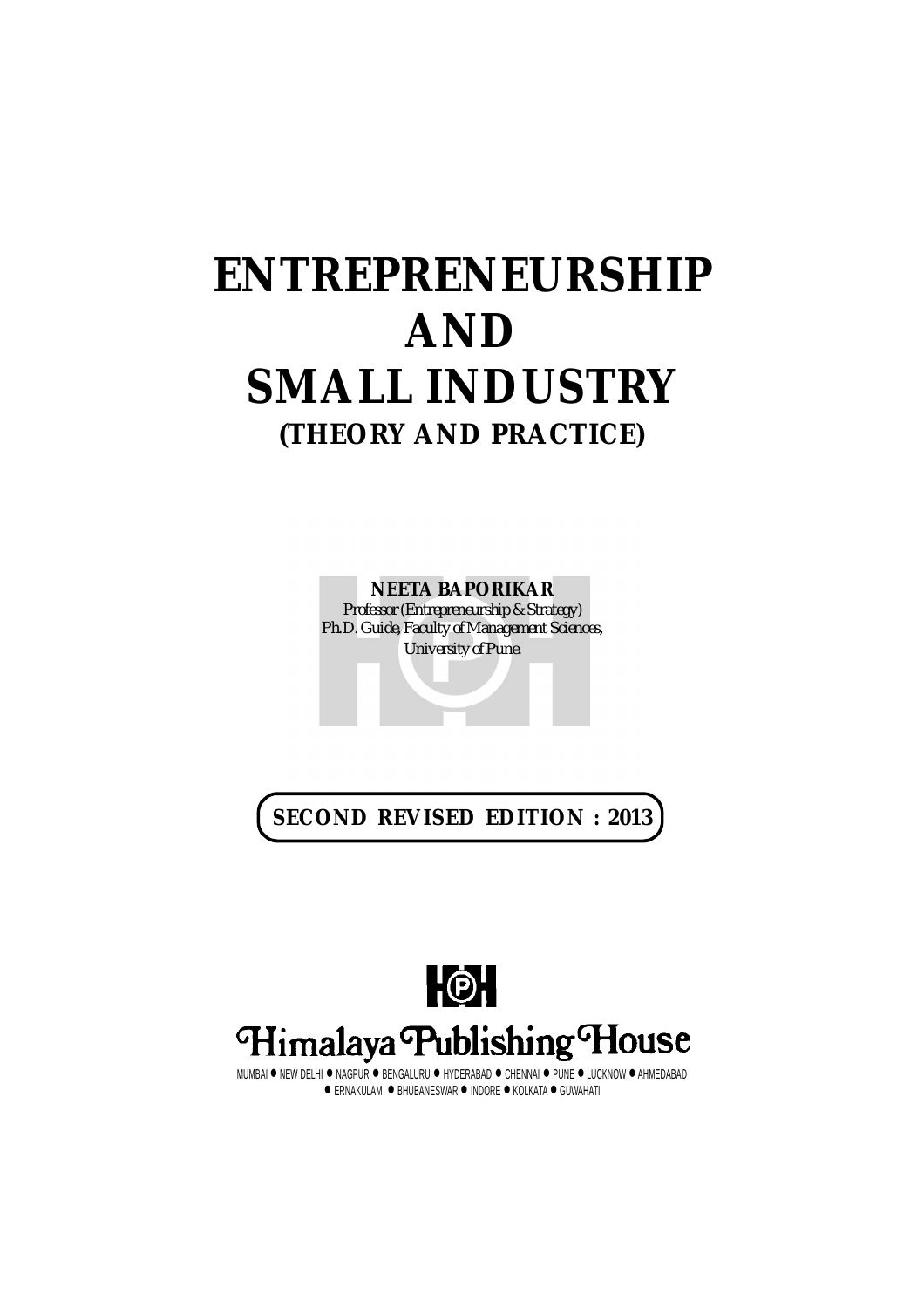# ENTREPRENEURSHIP AND SMALL INDUSTRY

## (THEORY AND PRACTICE)

**NEETA BAPORIKAR**

Professor (Entrepreneurship & Strategy)

Ph.D. Guide, Faculty of Management Sciences,

University of Pune.

**SECOND REVISED EDITION : 2013**

Himalaya Publishing House

MUMBAI • NEW DELHI • NAGPUR • BENGALURU • HYDERABAD • CHENNAI • PUNE • LUCKNOW • AHMEDABAD • ERNAKULAM • BHUBANESWAR • INDORE • KOLKATA • GUWAHATI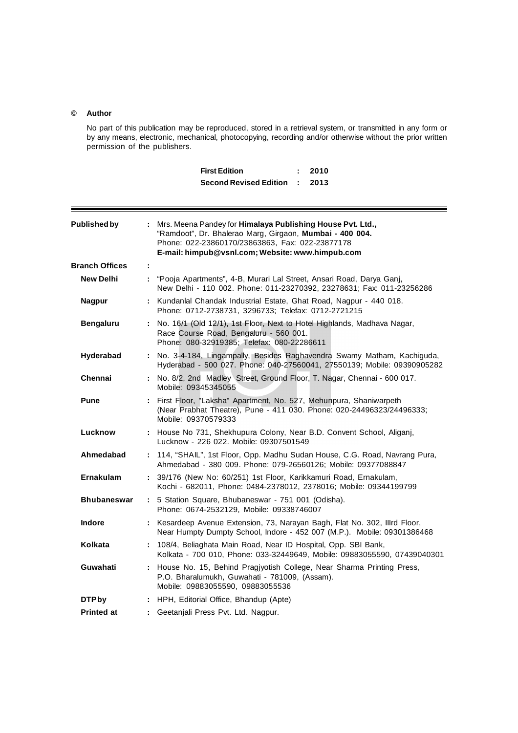© **Author**

No part of this publication may be reproduced, stored in a retrieval system, or transmitted in any form or by any means, electronic, mechanical, photocopying, recording and/or otherwise without the prior written permission of the publishers.

| | | |
|---|---|---|
| **First Edition** | : | **2010** |
| **Second Revised Edition** | : | **2013** |

| | | |
|---|---|---|
| **Published by** | : | Mrs. Meena Pandey for **Himalaya Publishing House Pvt. Ltd.,** "Ramdoot", Dr. Bhalerao Marg, Girgaon, **Mumbai - 400 004.** Phone: 022-23860170/23863863, Fax: 022-23877178 **E-mail: himpub@vsnl.com; Website: www.himpub.com** |
| **Branch Offices** | : | |
| **New Delhi** | : | "Pooja Apartments", 4-B, Murari Lal Street, Ansari Road, Darya Ganj, New Delhi - 110 002. Phone: 011-23270392, 23278631; Fax: 011-23256286 |
| **Nagpur** | : | Kundanlal Chandak Industrial Estate, Ghat Road, Nagpur - 440 018. Phone: 0712-2738731, 3296733; Telefax: 0712-2721215 |
| **Bengaluru** | : | No. 16/1 (Old 12/1), 1st Floor, Next to Hotel Highlands, Madhava Nagar, Race Course Road, Bengaluru - 560 001. Phone: 080-32919385; Telefax: 080-22286611 |
| **Hyderabad** | : | No. 3-4-184, Lingampally, Besides Raghavendra Swamy Matham, Kachiguda, Hyderabad - 500 027. Phone: 040-27560041, 27550139; Mobile: 09390905282 |
| **Chennai** | : | No. 8/2, 2nd Madley Street, Ground Floor, T. Nagar, Chennai - 600 017. Mobile: 09345345055 |
| **Pune** | : | First Floor, "Laksha" Apartment, No. 527, Mehunpura, Shaniwarpeth (Near Prabhat Theatre), Pune - 411 030. Phone: 020-24496323/24496333; Mobile: 09370579333 |
| **Lucknow** | : | House No 731, Shekhupura Colony, Near B.D. Convent School, Aliganj, Lucknow - 226 022. Mobile: 09307501549 |
| **Ahmedabad** | : | 114, "SHAIL", 1st Floor, Opp. Madhu Sudan House, C.G. Road, Navrang Pura, Ahmedabad - 380 009. Phone: 079-26560126; Mobile: 09377088847 |
| **Ernakulam** | : | 39/176 (New No: 60/251) 1st Floor, Karikkamuri Road, Ernakulam, Kochi - 682011, Phone: 0484-2378012, 2378016; Mobile: 09344199799 |
| **Bhubaneswar** | : | 5 Station Square, Bhubaneswar - 751 001 (Odisha). Phone: 0674-2532129, Mobile: 09338746007 |
| **Indore** | : | Kesardeep Avenue Extension, 73, Narayan Bagh, Flat No. 302, IIIrd Floor, Near Humpty Dumpty School, Indore - 452 007 (M.P.). Mobile: 09301386468 |
| **Kolkata** | : | 108/4, Beliaghata Main Road, Near ID Hospital, Opp. SBI Bank, Kolkata - 700 010, Phone: 033-32449649, Mobile: 09883055590, 07439040301 |
| **Guwahati** | : | House No. 15, Behind Pragjyotish College, Near Sharma Printing Press, P.O. Bharalumukh, Guwahati - 781009, (Assam). Mobile: 09883055590, 09883055536 |
| **DTP by** | : | HPH, Editorial Office, Bhandup (Apte) |
| **Printed at** | : | Geetanjali Press Pvt. Ltd. Nagpur. |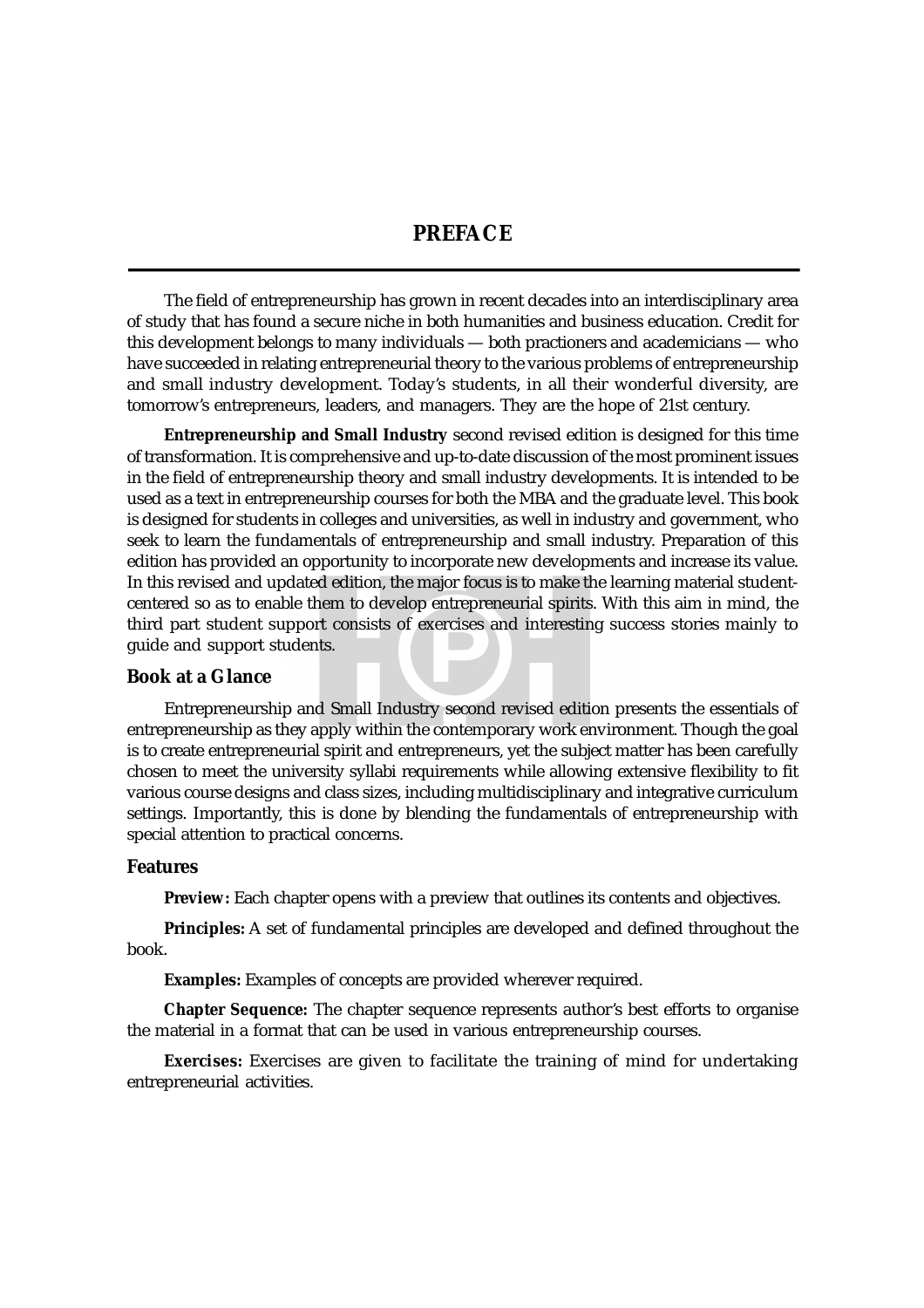# PREFACE

The field of entrepreneurship has grown in recent decades into an interdisciplinary area of study that has found a secure niche in both humanities and business education. Credit for this development belongs to many individuals — both practioners and academicians — who have succeeded in relating entrepreneurial theory to the various problems of entrepreneurship and small industry development. Today's students, in all their wonderful diversity, are tomorrow's entrepreneurs, leaders, and managers. They are the hope of 21st century.

**Entrepreneurship and Small Industry** second revised edition is designed for this time of transformation. It is comprehensive and up-to-date discussion of the most prominent issues in the field of entrepreneurship theory and small industry developments. It is intended to be used as a text in entrepreneurship courses for both the MBA and the graduate level. This book is designed for students in colleges and universities, as well in industry and government, who seek to learn the fundamentals of entrepreneurship and small industry. Preparation of this edition has provided an opportunity to incorporate new developments and increase its value. In this revised and updated edition, the major focus is to make the learning material student-centered so as to enable them to develop entrepreneurial spirits. With this aim in mind, the third part student support consists of exercises and interesting success stories mainly to guide and support students.

## Book at a Glance

Entrepreneurship and Small Industry second revised edition presents the essentials of entrepreneurship as they apply within the contemporary work environment. Though the goal is to create entrepreneurial spirit and entrepreneurs, yet the subject matter has been carefully chosen to meet the university syllabi requirements while allowing extensive flexibility to fit various course designs and class sizes, including multidisciplinary and integrative curriculum settings. Importantly, this is done by blending the fundamentals of entrepreneurship with special attention to practical concerns.

## Features

**Preview:** Each chapter opens with a preview that outlines its contents and objectives.

**Principles:** A set of fundamental principles are developed and defined throughout the book.

**Examples:** Examples of concepts are provided wherever required.

**Chapter Sequence:** The chapter sequence represents author's best efforts to organise the material in a format that can be used in various entrepreneurship courses.

**Exercises:** Exercises are given to facilitate the training of mind for undertaking entrepreneurial activities.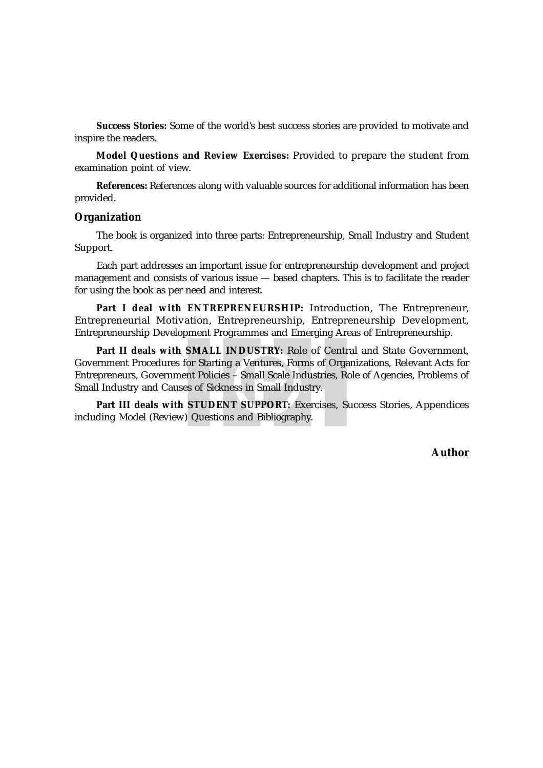**Success Stories:** Some of the world's best success stories are provided to motivate and inspire the readers.

**Model Questions and Review Exercises:** Provided to prepare the student from examination point of view.

**References:** References along with valuable sources for additional information has been provided.

## Organization

The book is organized into three parts: Entrepreneurship, Small Industry and Student Support.

Each part addresses an important issue for entrepreneurship development and project management and consists of various issue — based chapters. This is to facilitate the reader for using the book as per need and interest.

**Part I deal with ENTREPRENEURSHIP:** Introduction, The Entrepreneur, Entrepreneurial Motivation, Entrepreneurship, Entrepreneurship Development, Entrepreneurship Development Programmes and Emerging Areas of Entrepreneurship.

**Part II deals with SMALL INDUSTRY:** Role of Central and State Government, Government Procedures for Starting a Ventures, Forms of Organizations, Relevant Acts for Entrepreneurs, Government Policies – Small Scale Industries, Role of Agencies, Problems of Small Industry and Causes of Sickness in Small Industry.

**Part III deals with STUDENT SUPPORT:** Exercises, Success Stories, Appendices including Model (Review) Questions and Bibliography.

**Author**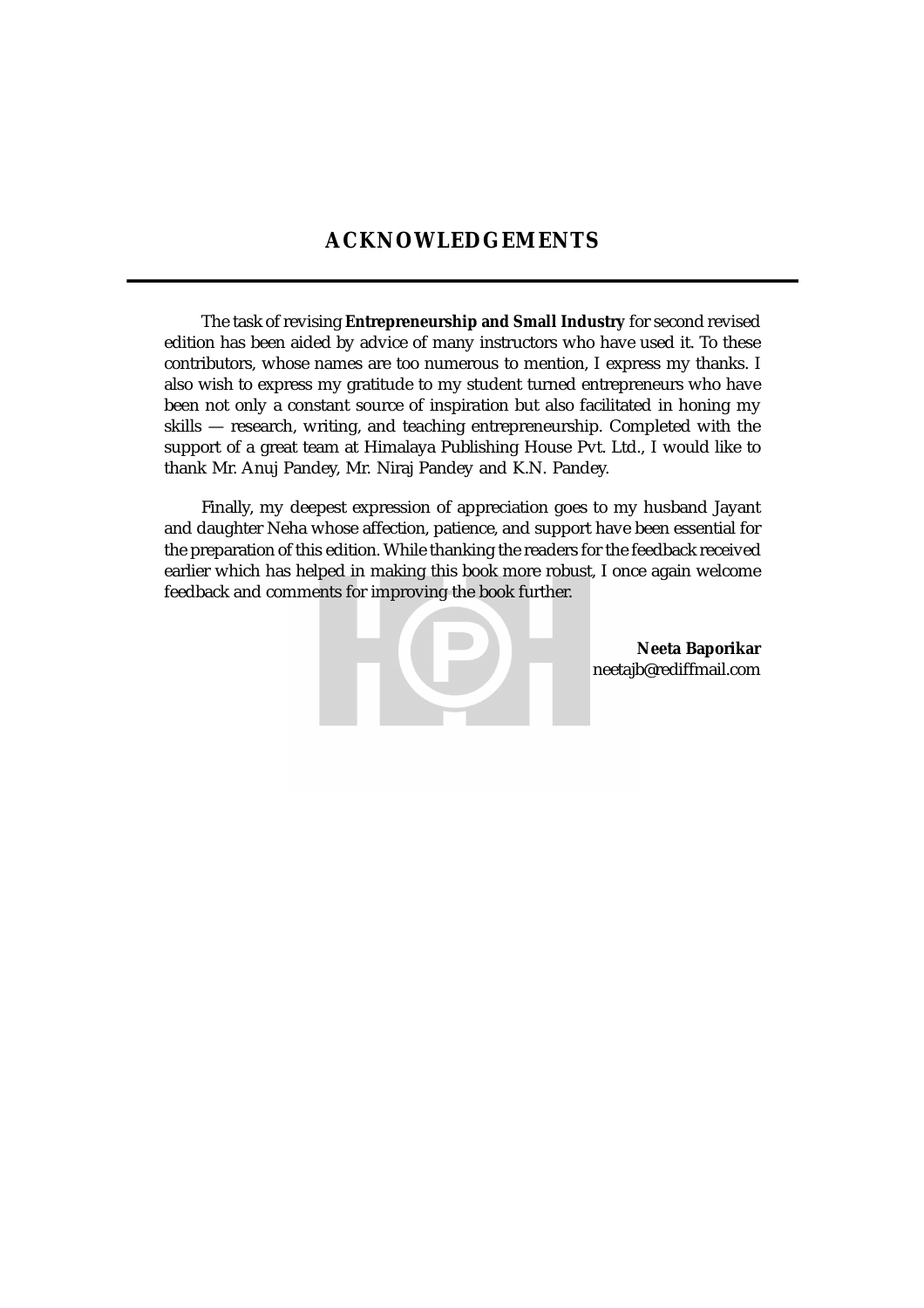# ACKNOWLEDGEMENTS

The task of revising **Entrepreneurship and Small Industry** for second revised edition has been aided by advice of many instructors who have used it. To these contributors, whose names are too numerous to mention, I express my thanks. I also wish to express my gratitude to my student turned entrepreneurs who have been not only a constant source of inspiration but also facilitated in honing my skills — research, writing, and teaching entrepreneurship. Completed with the support of a great team at Himalaya Publishing House Pvt. Ltd., I would like to thank Mr. Anuj Pandey, Mr. Niraj Pandey and K.N. Pandey.

Finally, my deepest expression of appreciation goes to my husband Jayant and daughter Neha whose affection, patience, and support have been essential for the preparation of this edition. While thanking the readers for the feedback received earlier which has helped in making this book more robust, I once again welcome feedback and comments for improving the book further.

**Neeta Baporikar**
neetajb@rediffmail.com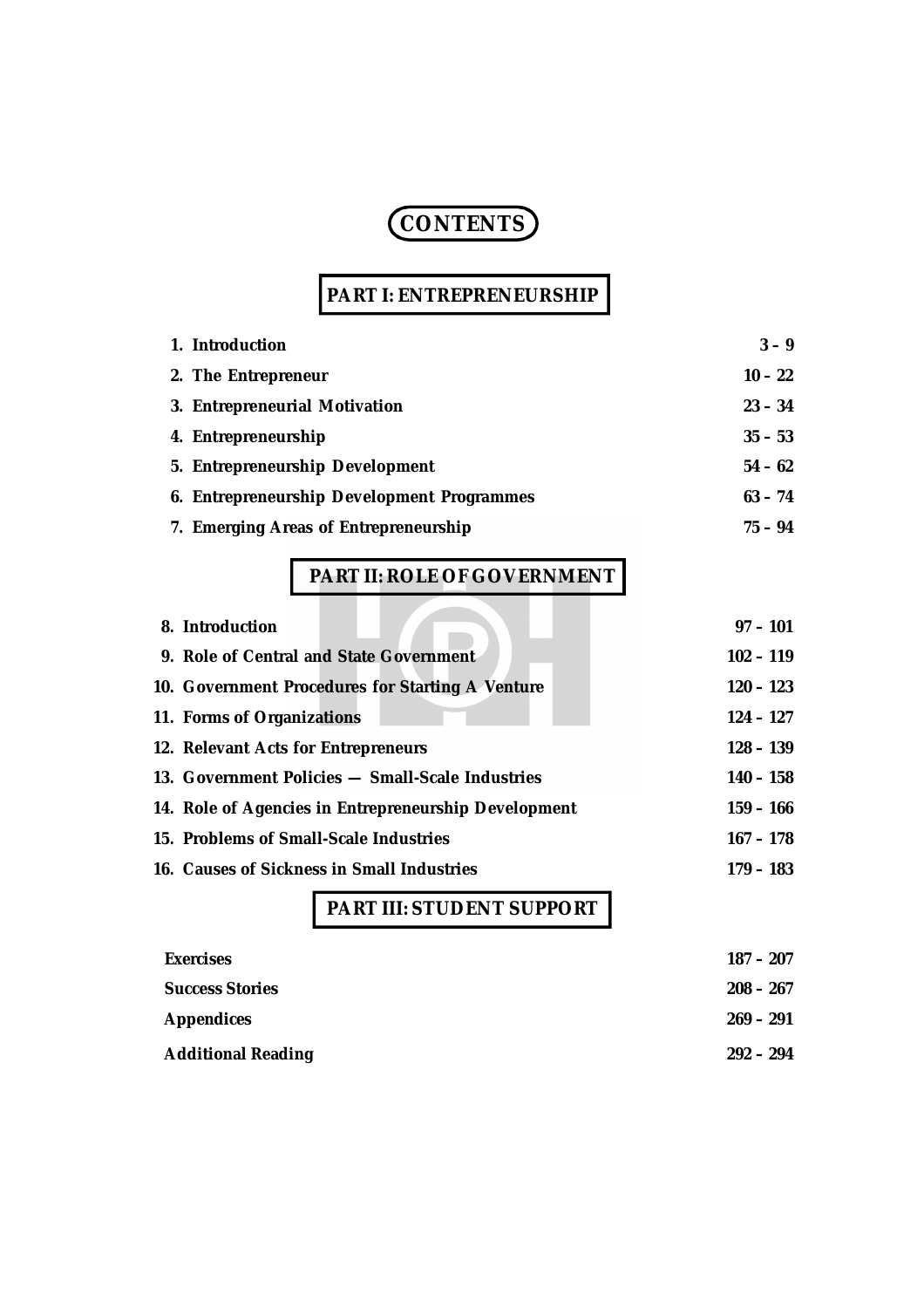# CONTENTS

## PART I: ENTREPRENEURSHIP

| | |
|---|---|
| **1. Introduction** | **3 – 9** |
| **2. The Entrepreneur** | **10 – 22** |
| **3. Entrepreneurial Motivation** | **23 – 34** |
| **4. Entrepreneurship** | **35 – 53** |
| **5. Entrepreneurship Development** | **54 – 62** |
| **6. Entrepreneurship Development Programmes** | **63 – 74** |
| **7. Emerging Areas of Entrepreneurship** | **75 – 94** |

## PART II: ROLE OF GOVERNMENT

| | |
|---|---|
| **8. Introduction** | **97 – 101** |
| **9. Role of Central and State Government** | **102 – 119** |
| **10. Government Procedures for Starting A Venture** | **120 – 123** |
| **11. Forms of Organizations** | **124 – 127** |
| **12. Relevant Acts for Entrepreneurs** | **128 – 139** |
| **13. Government Policies — Small-Scale Industries** | **140 – 158** |
| **14. Role of Agencies in Entrepreneurship Development** | **159 – 166** |
| **15. Problems of Small-Scale Industries** | **167 – 178** |
| **16. Causes of Sickness in Small Industries** | **179 – 183** |

## PART III: STUDENT SUPPORT

| | |
|---|---|
| **Exercises** | **187 – 207** |
| **Success Stories** | **208 – 267** |
| **Appendices** | **269 – 291** |
| **Additional Reading** | **292 – 294** |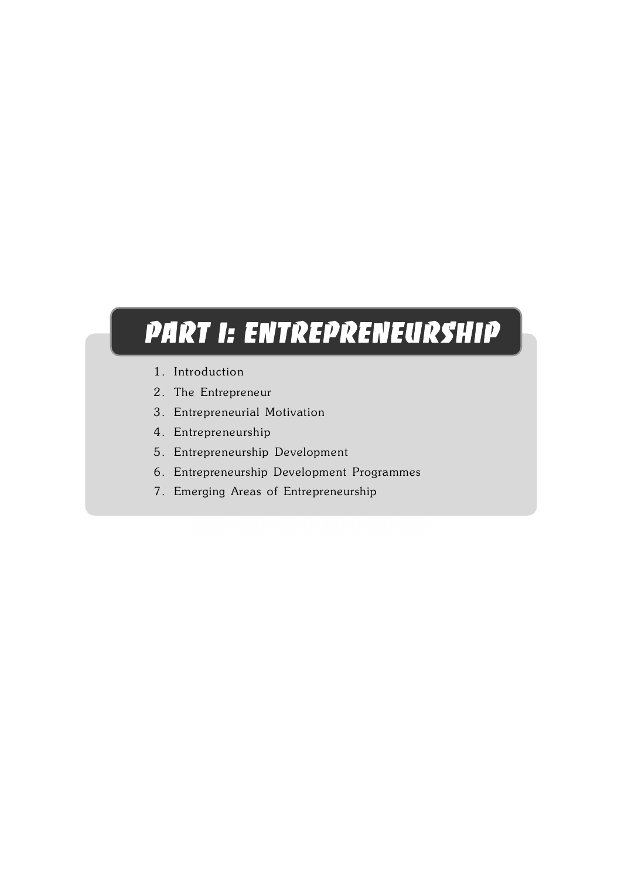# PART I: ENTREPRENEURSHIP

1. Introduction
2. The Entrepreneur
3. Entrepreneurial Motivation
4. Entrepreneurship
5. Entrepreneurship Development
6. Entrepreneurship Development Programmes
7. Emerging Areas of Entrepreneurship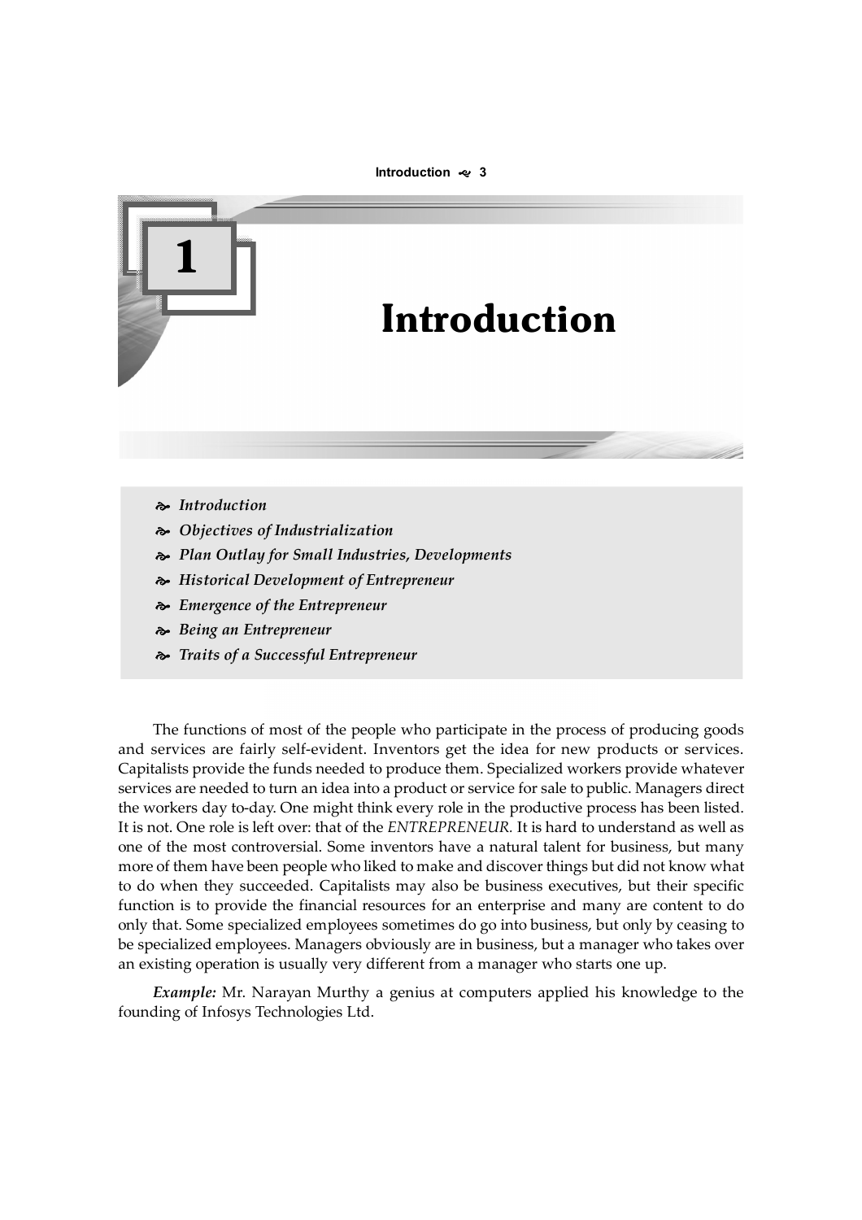# 1 Introduction

- *Introduction*
- *Objectives of Industrialization*
- *Plan Outlay for Small Industries, Developments*
- *Historical Development of Entrepreneur*
- *Emergence of the Entrepreneur*
- *Being an Entrepreneur*
- *Traits of a Successful Entrepreneur*

The functions of most of the people who participate in the process of producing goods and services are fairly self-evident. Inventors get the idea for new products or services. Capitalists provide the funds needed to produce them. Specialized workers provide whatever services are needed to turn an idea into a product or service for sale to public. Managers direct the workers day to-day. One might think every role in the productive process has been listed. It is not. One role is left over: that of the *ENTREPRENEUR.* It is hard to understand as well as one of the most controversial. Some inventors have a natural talent for business, but many more of them have been people who liked to make and discover things but did not know what to do when they succeeded. Capitalists may also be business executives, but their specific function is to provide the financial resources for an enterprise and many are content to do only that. Some specialized employees sometimes do go into business, but only by ceasing to be specialized employees. Managers obviously are in business, but a manager who takes over an existing operation is usually very different from a manager who starts one up.

***Example:*** Mr. Narayan Murthy a genius at computers applied his knowledge to the founding of Infosys Technologies Ltd.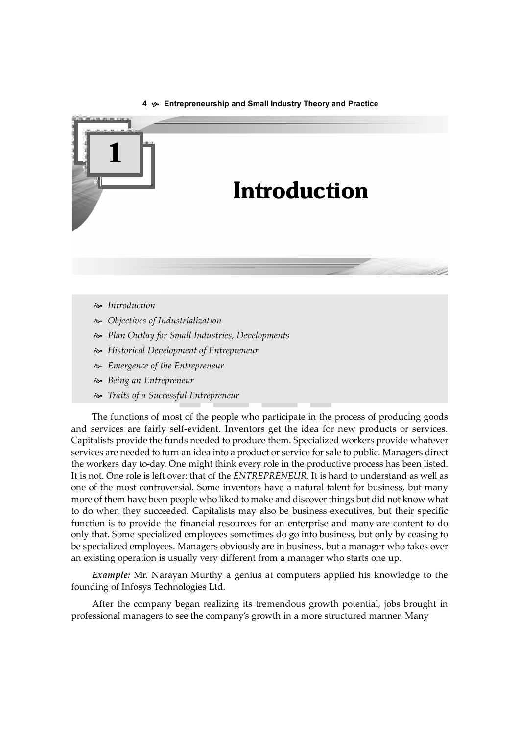# 1 Introduction

- *Introduction*
- *Objectives of Industrialization*
- *Plan Outlay for Small Industries, Developments*
- *Historical Development of Entrepreneur*
- *Emergence of the Entrepreneur*
- *Being an Entrepreneur*
- *Traits of a Successful Entrepreneur*

The functions of most of the people who participate in the process of producing goods and services are fairly self-evident. Inventors get the idea for new products or services. Capitalists provide the funds needed to produce them. Specialized workers provide whatever services are needed to turn an idea into a product or service for sale to public. Managers direct the workers day to-day. One might think every role in the productive process has been listed. It is not. One role is left over: that of the *ENTREPRENEUR.* It is hard to understand as well as one of the most controversial. Some inventors have a natural talent for business, but many more of them have been people who liked to make and discover things but did not know what to do when they succeeded. Capitalists may also be business executives, but their specific function is to provide the financial resources for an enterprise and many are content to do only that. Some specialized employees sometimes do go into business, but only by ceasing to be specialized employees. Managers obviously are in business, but a manager who takes over an existing operation is usually very different from a manager who starts one up.

***Example:*** Mr. Narayan Murthy a genius at computers applied his knowledge to the founding of Infosys Technologies Ltd.

After the company began realizing its tremendous growth potential, jobs brought in professional managers to see the company's growth in a more structured manner. Many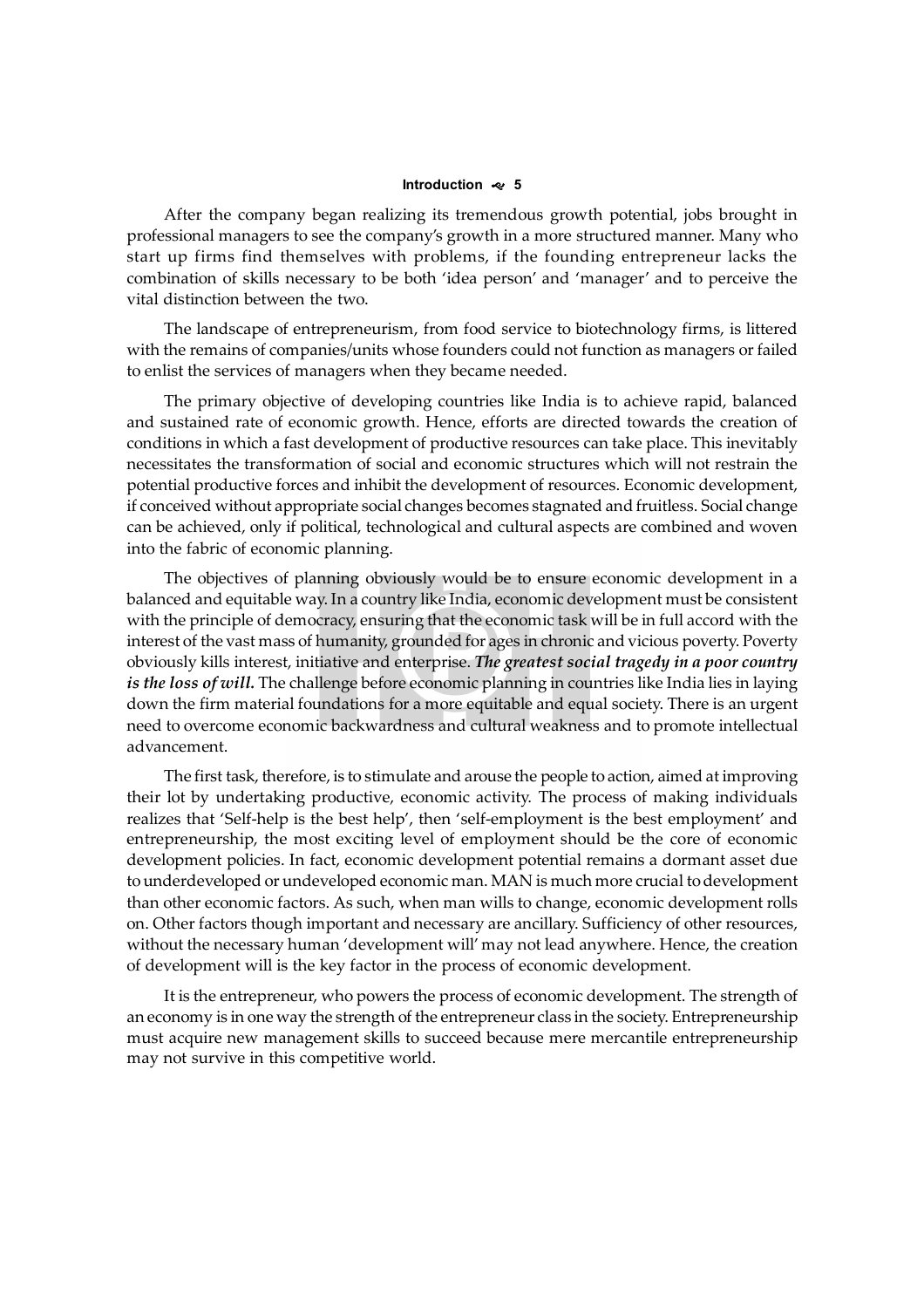After the company began realizing its tremendous growth potential, jobs brought in professional managers to see the company's growth in a more structured manner. Many who start up firms find themselves with problems, if the founding entrepreneur lacks the combination of skills necessary to be both 'idea person' and 'manager' and to perceive the vital distinction between the two.

The landscape of entrepreneurism, from food service to biotechnology firms, is littered with the remains of companies/units whose founders could not function as managers or failed to enlist the services of managers when they became needed.

The primary objective of developing countries like India is to achieve rapid, balanced and sustained rate of economic growth. Hence, efforts are directed towards the creation of conditions in which a fast development of productive resources can take place. This inevitably necessitates the transformation of social and economic structures which will not restrain the potential productive forces and inhibit the development of resources. Economic development, if conceived without appropriate social changes becomes stagnated and fruitless. Social change can be achieved, only if political, technological and cultural aspects are combined and woven into the fabric of economic planning.

The objectives of planning obviously would be to ensure economic development in a balanced and equitable way. In a country like India, economic development must be consistent with the principle of democracy, ensuring that the economic task will be in full accord with the interest of the vast mass of humanity, grounded for ages in chronic and vicious poverty. Poverty obviously kills interest, initiative and enterprise. ***The greatest social tragedy in a poor country is the loss of will.*** The challenge before economic planning in countries like India lies in laying down the firm material foundations for a more equitable and equal society. There is an urgent need to overcome economic backwardness and cultural weakness and to promote intellectual advancement.

The first task, therefore, is to stimulate and arouse the people to action, aimed at improving their lot by undertaking productive, economic activity. The process of making individuals realizes that 'Self-help is the best help', then 'self-employment is the best employment' and entrepreneurship, the most exciting level of employment should be the core of economic development policies. In fact, economic development potential remains a dormant asset due to underdeveloped or undeveloped economic man. MAN is much more crucial to development than other economic factors. As such, when man wills to change, economic development rolls on. Other factors though important and necessary are ancillary. Sufficiency of other resources, without the necessary human 'development will' may not lead anywhere. Hence, the creation of development will is the key factor in the process of economic development.

It is the entrepreneur, who powers the process of economic development. The strength of an economy is in one way the strength of the entrepreneur class in the society. Entrepreneurship must acquire new management skills to succeed because mere mercantile entrepreneurship may not survive in this competitive world.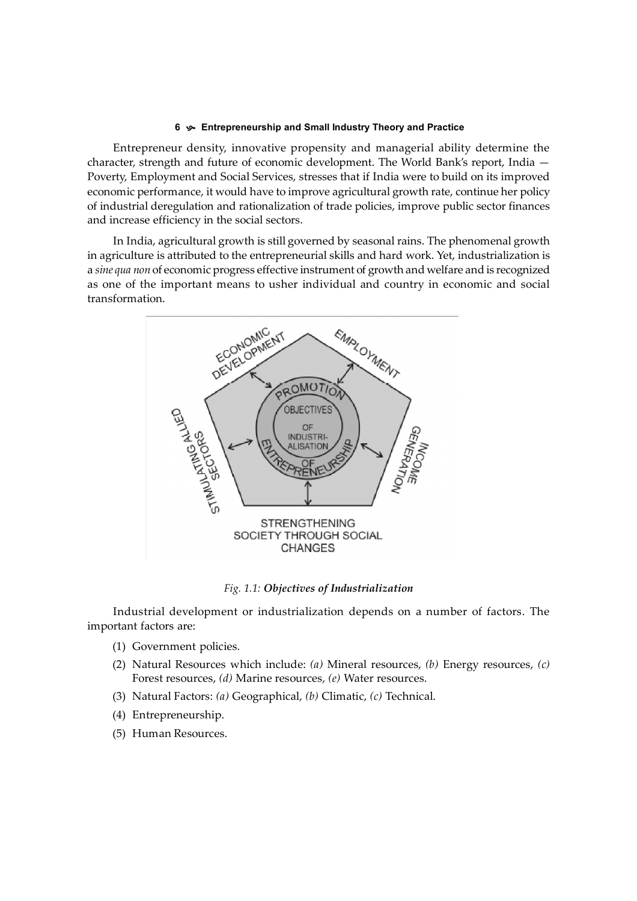Entrepreneur density, innovative propensity and managerial ability determine the character, strength and future of economic development. The World Bank's report, India — Poverty, Employment and Social Services, stresses that if India were to build on its improved economic performance, it would have to improve agricultural growth rate, continue her policy of industrial deregulation and rationalization of trade policies, improve public sector finances and increase efficiency in the social sectors.

In India, agricultural growth is still governed by seasonal rains. The phenomenal growth in agriculture is attributed to the entrepreneurial skills and hard work. Yet, industrialization is a *sine qua non* of economic progress effective instrument of growth and welfare and is recognized as one of the important means to usher individual and country in economic and social transformation.

*Fig. 1.1:* ***Objectives of Industrialization***

Industrial development or industrialization depends on a number of factors. The important factors are:

(1) Government policies.

(2) Natural Resources which include: *(a)* Mineral resources, *(b)* Energy resources, *(c)* Forest resources, *(d)* Marine resources, *(e)* Water resources.

(3) Natural Factors: *(a)* Geographical, *(b)* Climatic, *(c)* Technical.

(4) Entrepreneurship.

(5) Human Resources.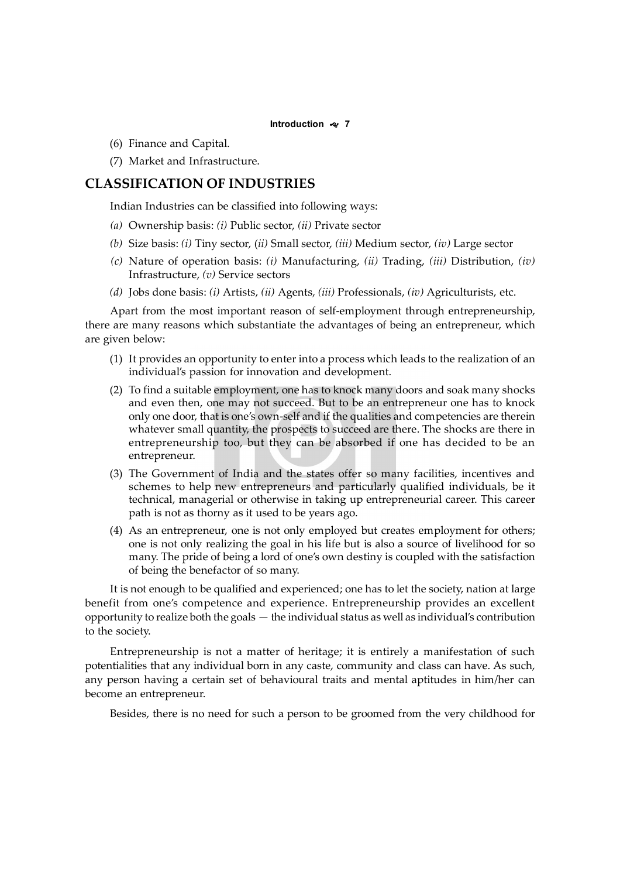(6) Finance and Capital.

(7) Market and Infrastructure.

## CLASSIFICATION OF INDUSTRIES

Indian Industries can be classified into following ways:

*(a)* Ownership basis: *(i)* Public sector, *(ii)* Private sector

*(b)* Size basis: *(i)* Tiny sector, (*ii)* Small sector, *(iii)* Medium sector, *(iv)* Large sector

*(c)* Nature of operation basis: *(i)* Manufacturing, *(ii)* Trading, *(iii)* Distribution, *(iv)* Infrastructure, *(v)* Service sectors

*(d)* Jobs done basis: *(i)* Artists, *(ii)* Agents, *(iii)* Professionals, *(iv)* Agriculturists, etc.

Apart from the most important reason of self-employment through entrepreneurship, there are many reasons which substantiate the advantages of being an entrepreneur, which are given below:

(1) It provides an opportunity to enter into a process which leads to the realization of an individual's passion for innovation and development.

(2) To find a suitable employment, one has to knock many doors and soak many shocks and even then, one may not succeed. But to be an entrepreneur one has to knock only one door, that is one's own-self and if the qualities and competencies are therein whatever small quantity, the prospects to succeed are there. The shocks are there in entrepreneurship too, but they can be absorbed if one has decided to be an entrepreneur.

(3) The Government of India and the states offer so many facilities, incentives and schemes to help new entrepreneurs and particularly qualified individuals, be it technical, managerial or otherwise in taking up entrepreneurial career. This career path is not as thorny as it used to be years ago.

(4) As an entrepreneur, one is not only employed but creates employment for others; one is not only realizing the goal in his life but is also a source of livelihood for so many. The pride of being a lord of one's own destiny is coupled with the satisfaction of being the benefactor of so many.

It is not enough to be qualified and experienced; one has to let the society, nation at large benefit from one's competence and experience. Entrepreneurship provides an excellent opportunity to realize both the goals — the individual status as well as individual's contribution to the society.

Entrepreneurship is not a matter of heritage; it is entirely a manifestation of such potentialities that any individual born in any caste, community and class can have. As such, any person having a certain set of behavioural traits and mental aptitudes in him/her can become an entrepreneur.

Besides, there is no need for such a person to be groomed from the very childhood for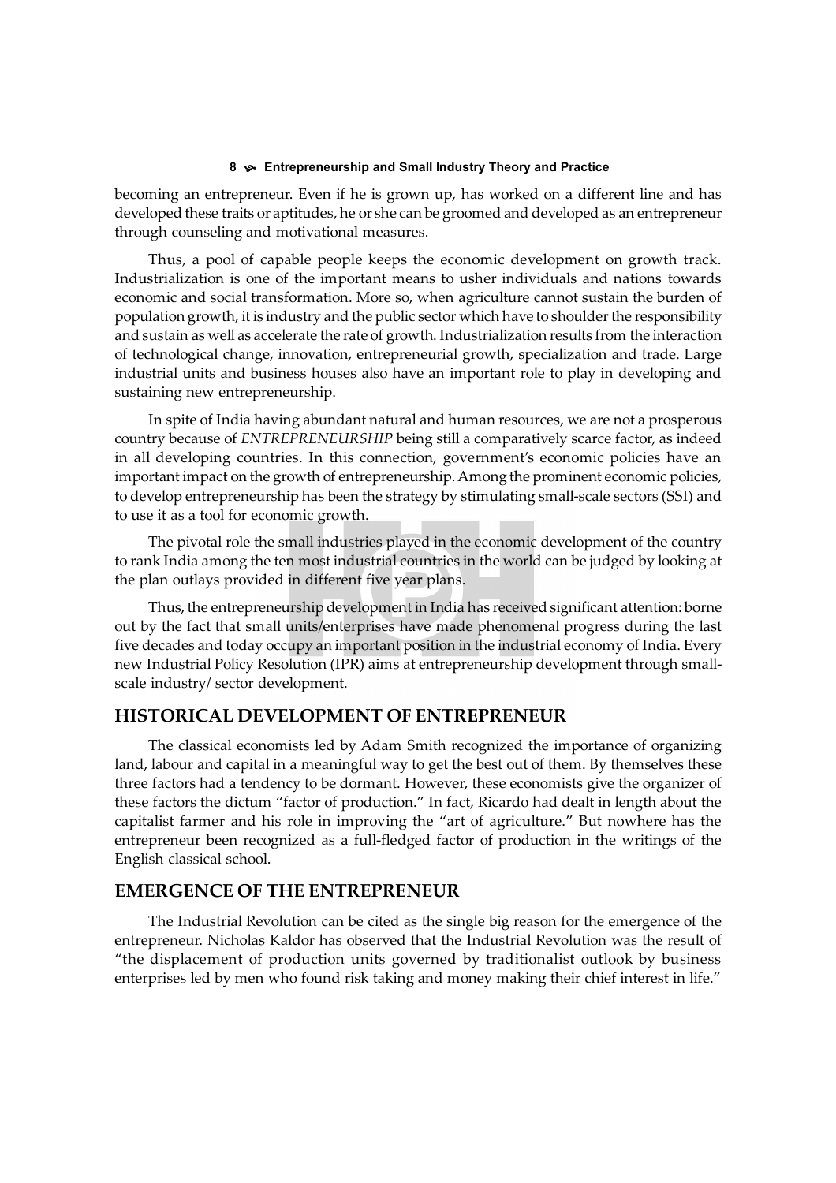becoming an entrepreneur. Even if he is grown up, has worked on a different line and has developed these traits or aptitudes, he or she can be groomed and developed as an entrepreneur through counseling and motivational measures.

Thus, a pool of capable people keeps the economic development on growth track. Industrialization is one of the important means to usher individuals and nations towards economic and social transformation. More so, when agriculture cannot sustain the burden of population growth, it is industry and the public sector which have to shoulder the responsibility and sustain as well as accelerate the rate of growth. Industrialization results from the interaction of technological change, innovation, entrepreneurial growth, specialization and trade. Large industrial units and business houses also have an important role to play in developing and sustaining new entrepreneurship.

In spite of India having abundant natural and human resources, we are not a prosperous country because of *ENTREPRENEURSHIP* being still a comparatively scarce factor, as indeed in all developing countries. In this connection, government's economic policies have an important impact on the growth of entrepreneurship. Among the prominent economic policies, to develop entrepreneurship has been the strategy by stimulating small-scale sectors (SSI) and to use it as a tool for economic growth.

The pivotal role the small industries played in the economic development of the country to rank India among the ten most industrial countries in the world can be judged by looking at the plan outlays provided in different five year plans.

Thus, the entrepreneurship development in India has received significant attention: borne out by the fact that small units/enterprises have made phenomenal progress during the last five decades and today occupy an important position in the industrial economy of India. Every new Industrial Policy Resolution (IPR) aims at entrepreneurship development through small-scale industry/ sector development.

## HISTORICAL DEVELOPMENT OF ENTREPRENEUR

The classical economists led by Adam Smith recognized the importance of organizing land, labour and capital in a meaningful way to get the best out of them. By themselves these three factors had a tendency to be dormant. However, these economists give the organizer of these factors the dictum "factor of production." In fact, Ricardo had dealt in length about the capitalist farmer and his role in improving the "art of agriculture." But nowhere has the entrepreneur been recognized as a full-fledged factor of production in the writings of the English classical school.

## EMERGENCE OF THE ENTREPRENEUR

The Industrial Revolution can be cited as the single big reason for the emergence of the entrepreneur. Nicholas Kaldor has observed that the Industrial Revolution was the result of "the displacement of production units governed by traditionalist outlook by business enterprises led by men who found risk taking and money making their chief interest in life."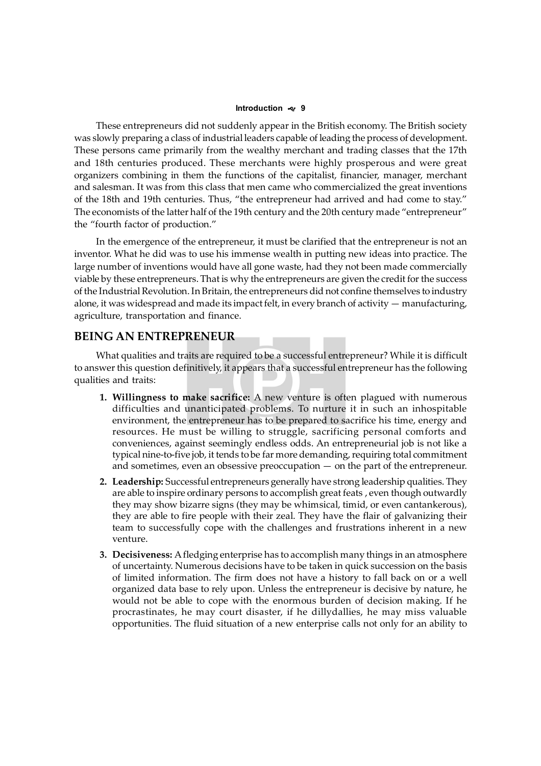These entrepreneurs did not suddenly appear in the British economy. The British society was slowly preparing a class of industrial leaders capable of leading the process of development. These persons came primarily from the wealthy merchant and trading classes that the 17th and 18th centuries produced. These merchants were highly prosperous and were great organizers combining in them the functions of the capitalist, financier, manager, merchant and salesman. It was from this class that men came who commercialized the great inventions of the 18th and 19th centuries. Thus, "the entrepreneur had arrived and had come to stay." The economists of the latter half of the 19th century and the 20th century made "entrepreneur" the "fourth factor of production."

In the emergence of the entrepreneur, it must be clarified that the entrepreneur is not an inventor. What he did was to use his immense wealth in putting new ideas into practice. The large number of inventions would have all gone waste, had they not been made commercially viable by these entrepreneurs. That is why the entrepreneurs are given the credit for the success of the Industrial Revolution. In Britain, the entrepreneurs did not confine themselves to industry alone, it was widespread and made its impact felt, in every branch of activity — manufacturing, agriculture, transportation and finance.

## BEING AN ENTREPRENEUR

What qualities and traits are required to be a successful entrepreneur? While it is difficult to answer this question definitively, it appears that a successful entrepreneur has the following qualities and traits:

1. **Willingness to make sacrifice:** A new venture is often plagued with numerous difficulties and unanticipated problems. To nurture it in such an inhospitable environment, the entrepreneur has to be prepared to sacrifice his time, energy and resources. He must be willing to struggle, sacrificing personal comforts and conveniences, against seemingly endless odds. An entrepreneurial job is not like a typical nine-to-five job, it tends to be far more demanding, requiring total commitment and sometimes, even an obsessive preoccupation — on the part of the entrepreneur.
2. **Leadership:** Successful entrepreneurs generally have strong leadership qualities. They are able to inspire ordinary persons to accomplish great feats , even though outwardly they may show bizarre signs (they may be whimsical, timid, or even cantankerous), they are able to fire people with their zeal. They have the flair of galvanizing their team to successfully cope with the challenges and frustrations inherent in a new venture.
3. **Decisiveness:** A fledging enterprise has to accomplish many things in an atmosphere of uncertainty. Numerous decisions have to be taken in quick succession on the basis of limited information. The firm does not have a history to fall back on or a well organized data base to rely upon. Unless the entrepreneur is decisive by nature, he would not be able to cope with the enormous burden of decision making. If he procrastinates, he may court disaster, if he dillydallies, he may miss valuable opportunities. The fluid situation of a new enterprise calls not only for an ability to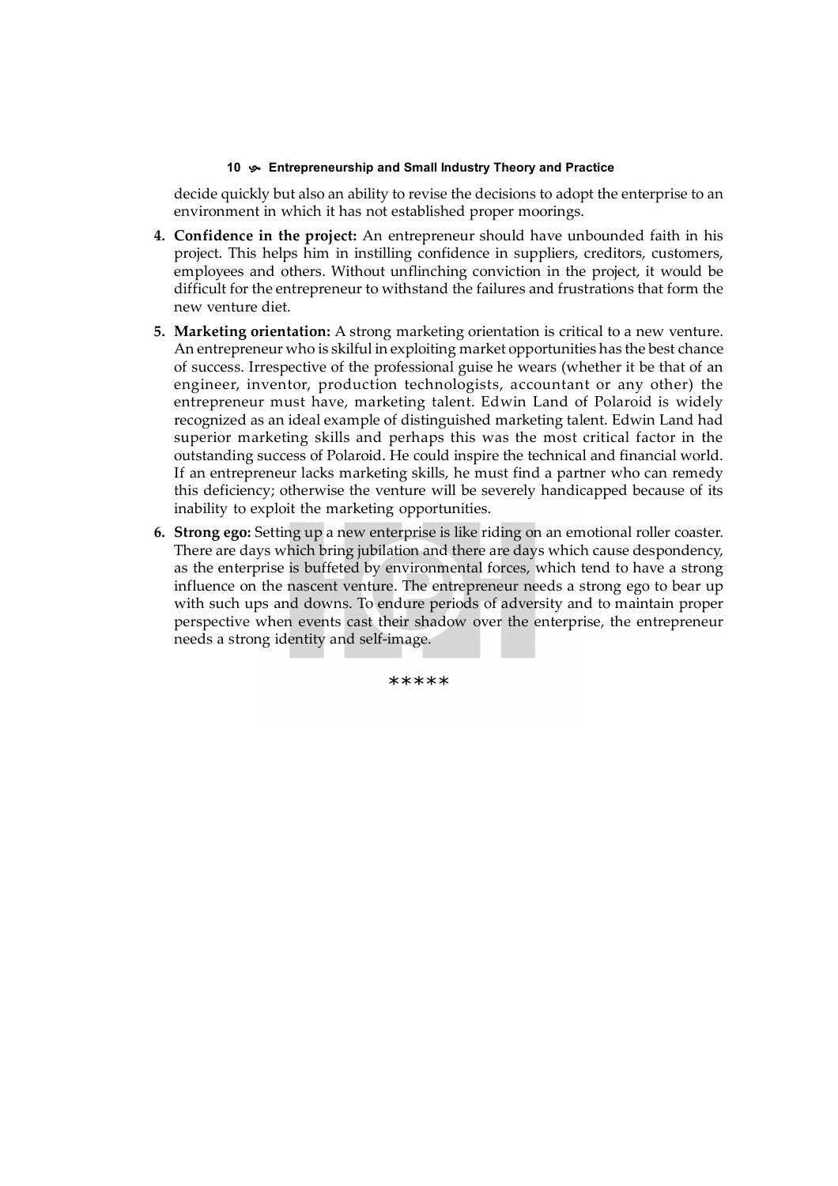decide quickly but also an ability to revise the decisions to adopt the enterprise to an environment in which it has not established proper moorings.

4. **Confidence in the project:** An entrepreneur should have unbounded faith in his project. This helps him in instilling confidence in suppliers, creditors, customers, employees and others. Without unflinching conviction in the project, it would be difficult for the entrepreneur to withstand the failures and frustrations that form the new venture diet.

5. **Marketing orientation:** A strong marketing orientation is critical to a new venture. An entrepreneur who is skilful in exploiting market opportunities has the best chance of success. Irrespective of the professional guise he wears (whether it be that of an engineer, inventor, production technologists, accountant or any other) the entrepreneur must have, marketing talent. Edwin Land of Polaroid is widely recognized as an ideal example of distinguished marketing talent. Edwin Land had superior marketing skills and perhaps this was the most critical factor in the outstanding success of Polaroid. He could inspire the technical and financial world. If an entrepreneur lacks marketing skills, he must find a partner who can remedy this deficiency; otherwise the venture will be severely handicapped because of its inability to exploit the marketing opportunities.

6. **Strong ego:** Setting up a new enterprise is like riding on an emotional roller coaster. There are days which bring jubilation and there are days which cause despondency, as the enterprise is buffeted by environmental forces, which tend to have a strong influence on the nascent venture. The entrepreneur needs a strong ego to bear up with such ups and downs. To endure periods of adversity and to maintain proper perspective when events cast their shadow over the enterprise, the entrepreneur needs a strong identity and self-image.

*****